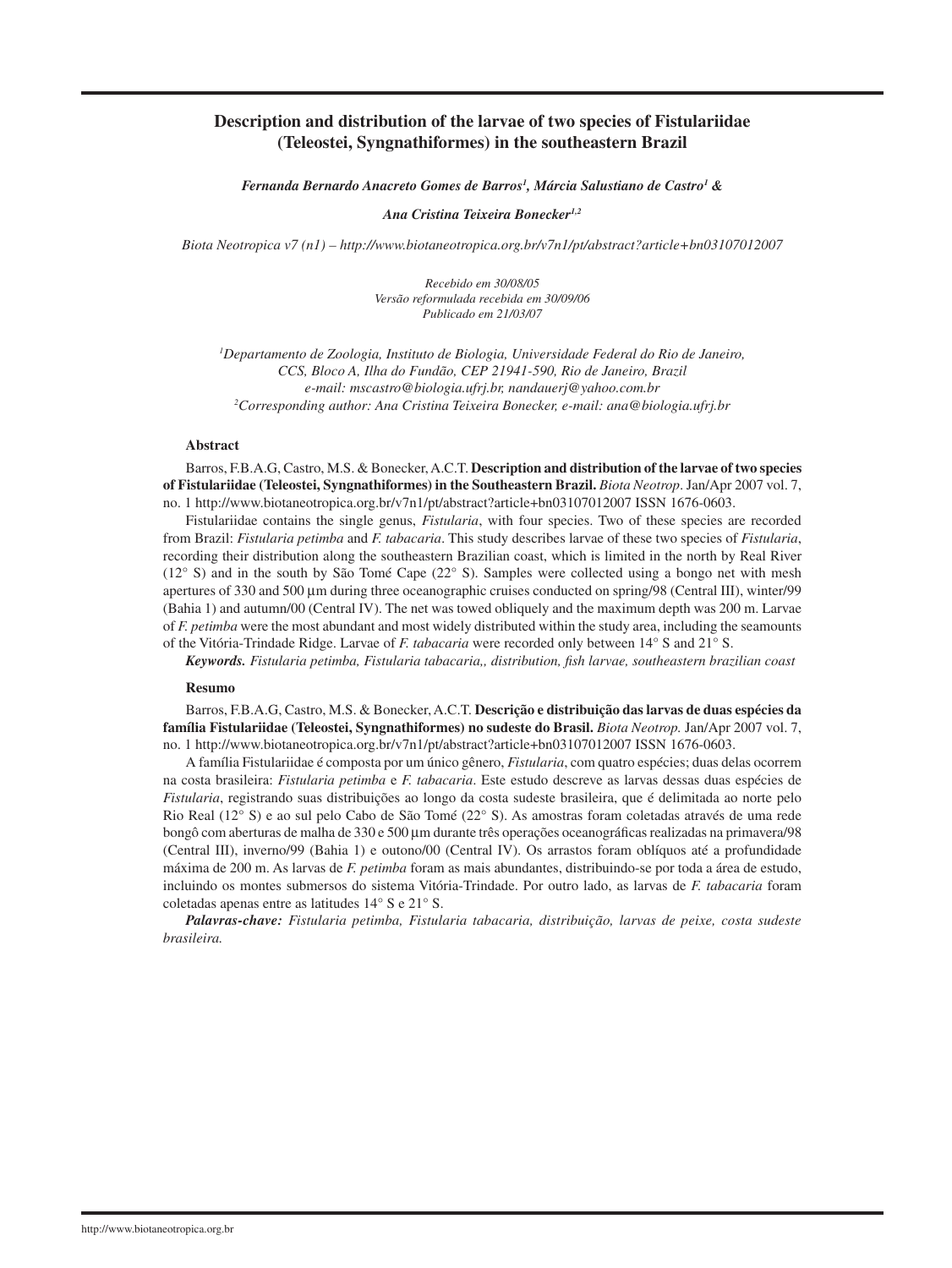# Description and distribution of the larvae of two species of Fistulariidae (Teleostei, Syngnathiformes) in the southeastern Brazil

***Fernanda Bernardo Anacreto Gomes de Barros*[1]*, Márcia Salustiano de Castro*[1] *&***

***Ana Cristina Teixeira Bonecker*[1,2]**

*Biota Neotropica v7 (n1) – http://www.biotaneotropica.org.br/v7n1/pt/abstract?article+bn03107012007*

*Recebido em 30/08/05*
*Versão reformulada recebida em 30/09/06*
*Publicado em 21/03/07*

[1]*Departamento de Zoologia, Instituto de Biologia, Universidade Federal do Rio de Janeiro, CCS, Bloco A, Ilha do Fundão, CEP 21941-590, Rio de Janeiro, Brazil*
*e-mail: mscastro@biologia.ufrj.br, nandauerj@yahoo.com.br*
[2]*Corresponding author: Ana Cristina Teixeira Bonecker, e-mail: ana@biologia.ufrj.br*

## Abstract

Barros, F.B.A.G, Castro, M.S. & Bonecker, A.C.T. **Description and distribution of the larvae of two species of Fistulariidae (Teleostei, Syngnathiformes) in the Southeastern Brazil.** *Biota Neotrop*. Jan/Apr 2007 vol. 7, no. 1 http://www.biotaneotropica.org.br/v7n1/pt/abstract?article+bn03107012007 ISSN 1676-0603.

Fistulariidae contains the single genus, *Fistularia*, with four species. Two of these species are recorded from Brazil: *Fistularia petimba* and *F. tabacaria*. This study describes larvae of these two species of *Fistularia*, recording their distribution along the southeastern Brazilian coast, which is limited in the north by Real River (12° S) and in the south by São Tomé Cape (22° S). Samples were collected using a bongo net with mesh apertures of 330 and 500 µm during three oceanographic cruises conducted on spring/98 (Central III), winter/99 (Bahia 1) and autumn/00 (Central IV). The net was towed obliquely and the maximum depth was 200 m. Larvae of *F. petimba* were the most abundant and most widely distributed within the study area, including the seamounts of the Vitória-Trindade Ridge. Larvae of *F. tabacaria* were recorded only between 14° S and 21° S.

***Keywords.*** *Fistularia petimba, Fistularia tabacaria,, distribution, fish larvae, southeastern brazilian coast*

## Resumo

Barros, F.B.A.G, Castro, M.S. & Bonecker, A.C.T. **Descrição e distribuição das larvas de duas espécies da família Fistulariidae (Teleostei, Syngnathiformes) no sudeste do Brasil.** *Biota Neotrop.* Jan/Apr 2007 vol. 7, no. 1 http://www.biotaneotropica.org.br/v7n1/pt/abstract?article+bn03107012007 ISSN 1676-0603.

A família Fistulariidae é composta por um único gênero, *Fistularia*, com quatro espécies; duas delas ocorrem na costa brasileira: *Fistularia petimba* e *F. tabacaria*. Este estudo descreve as larvas dessas duas espécies de *Fistularia*, registrando suas distribuições ao longo da costa sudeste brasileira, que é delimitada ao norte pelo Rio Real (12° S) e ao sul pelo Cabo de São Tomé (22° S). As amostras foram coletadas através de uma rede bongô com aberturas de malha de 330 e 500 µm durante três operações oceanográficas realizadas na primavera/98 (Central III), inverno/99 (Bahia 1) e outono/00 (Central IV). Os arrastos foram oblíquos até a profundidade máxima de 200 m. As larvas de *F. petimba* foram as mais abundantes, distribuindo-se por toda a área de estudo, incluindo os montes submersos do sistema Vitória-Trindade. Por outro lado, as larvas de *F. tabacaria* foram coletadas apenas entre as latitudes 14° S e 21° S.

***Palavras-chave:*** *Fistularia petimba, Fistularia tabacaria, distribuição, larvas de peixe, costa sudeste brasileira.*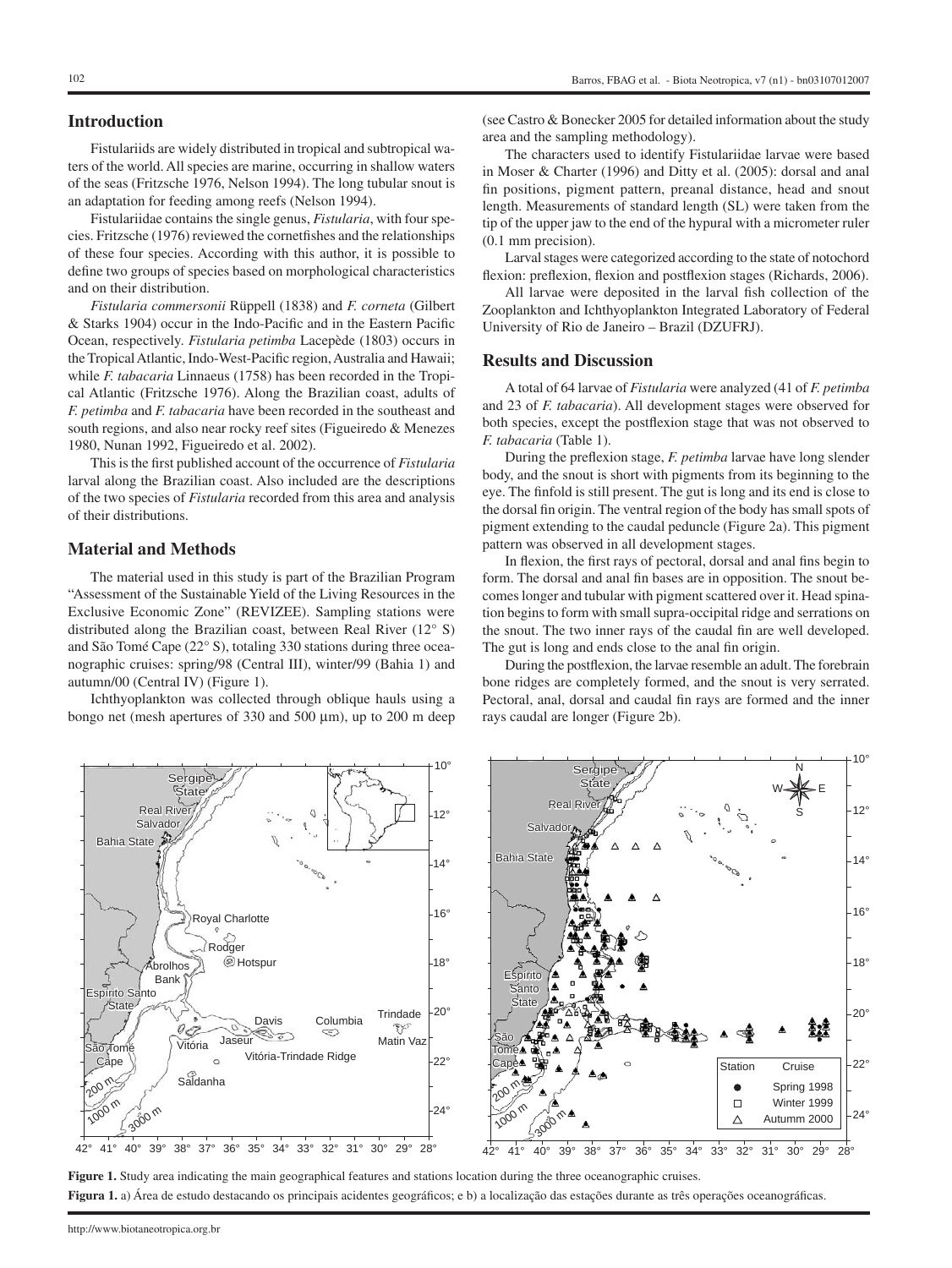## Introduction

Fistulariids are widely distributed in tropical and subtropical waters of the world. All species are marine, occurring in shallow waters of the seas (Fritzsche 1976, Nelson 1994). The long tubular snout is an adaptation for feeding among reefs (Nelson 1994).

Fistulariidae contains the single genus, *Fistularia*, with four species. Fritzsche (1976) reviewed the cornetfishes and the relationships of these four species. According with this author, it is possible to define two groups of species based on morphological characteristics and on their distribution.

*Fistularia commersonii* Rüppell (1838) and *F. corneta* (Gilbert & Starks 1904) occur in the Indo-Pacific and in the Eastern Pacific Ocean, respectively. *Fistularia petimba* Lacepède (1803) occurs in the Tropical Atlantic, Indo-West-Pacific region, Australia and Hawaii; while *F. tabacaria* Linnaeus (1758) has been recorded in the Tropical Atlantic (Fritzsche 1976). Along the Brazilian coast, adults of *F. petimba* and *F. tabacaria* have been recorded in the southeast and south regions, and also near rocky reef sites (Figueiredo & Menezes 1980, Nunan 1992, Figueiredo et al. 2002).

This is the first published account of the occurrence of *Fistularia* larval along the Brazilian coast. Also included are the descriptions of the two species of *Fistularia* recorded from this area and analysis of their distributions.

## Material and Methods

The material used in this study is part of the Brazilian Program "Assessment of the Sustainable Yield of the Living Resources in the Exclusive Economic Zone" (REVIZEE). Sampling stations were distributed along the Brazilian coast, between Real River (12° S) and São Tomé Cape (22° S), totaling 330 stations during three oceanographic cruises: spring/98 (Central III), winter/99 (Bahia 1) and autumn/00 (Central IV) (Figure 1).

Ichthyoplankton was collected through oblique hauls using a bongo net (mesh apertures of 330 and 500 µm), up to 200 m deep (see Castro & Bonecker 2005 for detailed information about the study area and the sampling methodology).

The characters used to identify Fistulariidae larvae were based in Moser & Charter (1996) and Ditty et al. (2005): dorsal and anal fin positions, pigment pattern, preanal distance, head and snout length. Measurements of standard length (SL) were taken from the tip of the upper jaw to the end of the hypural with a micrometer ruler (0.1 mm precision).

Larval stages were categorized according to the state of notochord flexion: preflexion, flexion and postflexion stages (Richards, 2006).

All larvae were deposited in the larval fish collection of the Zooplankton and Ichthyoplankton Integrated Laboratory of Federal University of Rio de Janeiro – Brazil (DZUFRJ).

## Results and Discussion

A total of 64 larvae of *Fistularia* were analyzed (41 of *F. petimba* and 23 of *F. tabacaria*). All development stages were observed for both species, except the postflexion stage that was not observed to *F. tabacaria* (Table 1).

During the preflexion stage, *F. petimba* larvae have long slender body, and the snout is short with pigments from its beginning to the eye. The finfold is still present. The gut is long and its end is close to the dorsal fin origin. The ventral region of the body has small spots of pigment extending to the caudal peduncle (Figure 2a). This pigment pattern was observed in all development stages.

In flexion, the first rays of pectoral, dorsal and anal fins begin to form. The dorsal and anal fin bases are in opposition. The snout becomes longer and tubular with pigment scattered over it. Head spination begins to form with small supra-occipital ridge and serrations on the snout. The two inner rays of the caudal fin are well developed. The gut is long and ends close to the anal fin origin.

During the postflexion, the larvae resemble an adult. The forebrain bone ridges are completely formed, and the snout is very serrated. Pectoral, anal, dorsal and caudal fin rays are formed and the inner rays caudal are longer (Figure 2b).

**Figure 1.** Study area indicating the main geographical features and stations location during the three oceanographic cruises.

**Figura 1.** a) Área de estudo destacando os principais acidentes geográficos; e b) a localização das estações durante as três operações oceanográficas.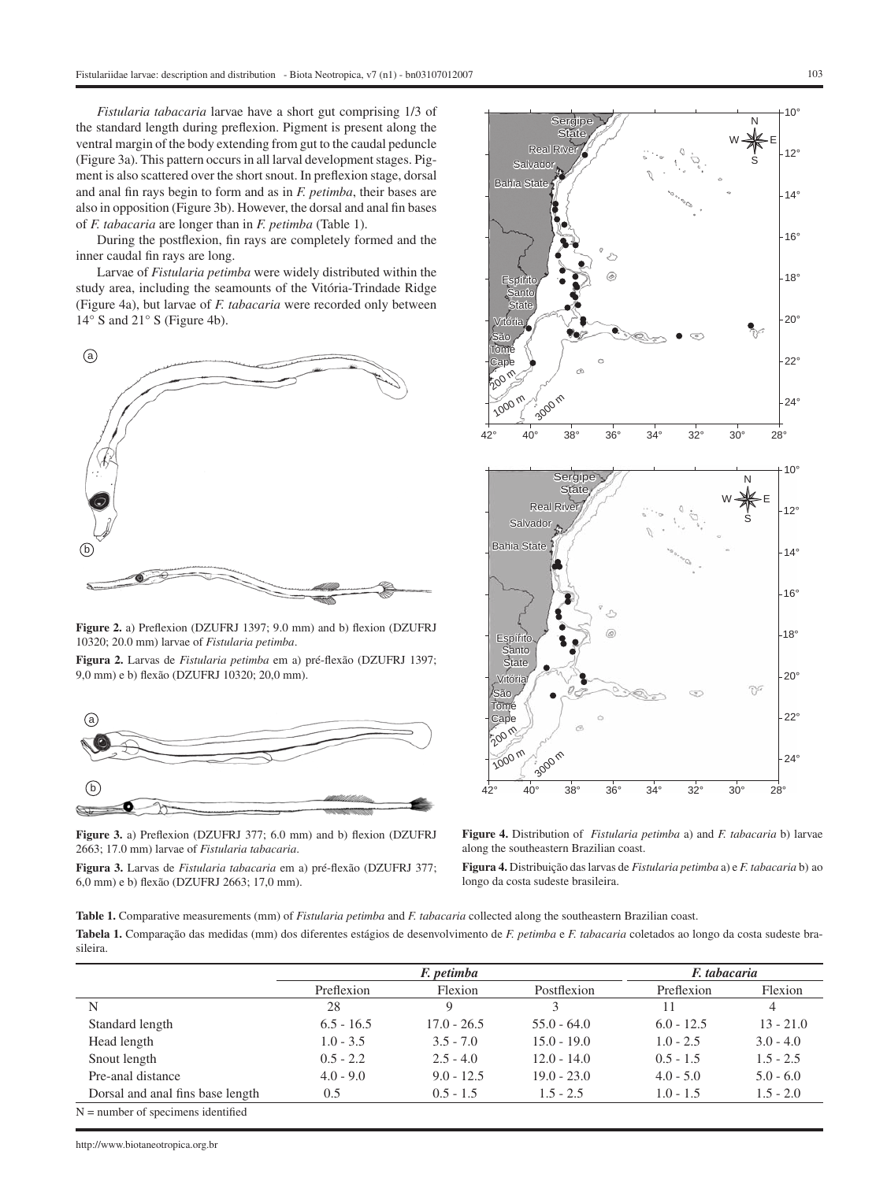*Fistularia tabacaria* larvae have a short gut comprising 1/3 of the standard length during preflexion. Pigment is present along the ventral margin of the body extending from gut to the caudal peduncle (Figure 3a). This pattern occurs in all larval development stages. Pigment is also scattered over the short snout. In preflexion stage, dorsal and anal fin rays begin to form and as in *F. petimba*, their bases are also in opposition (Figure 3b). However, the dorsal and anal fin bases of *F. tabacaria* are longer than in *F. petimba* (Table 1).

During the postflexion, fin rays are completely formed and the inner caudal fin rays are long.

Larvae of *Fistularia petimba* were widely distributed within the study area, including the seamounts of the Vitória-Trindade Ridge (Figure 4a), but larvae of *F. tabacaria* were recorded only between 14° S and 21° S (Figure 4b).

**Figure 2.** a) Preflexion (DZUFRJ 1397; 9.0 mm) and b) flexion (DZUFRJ 10320; 20.0 mm) larvae of *Fistularia petimba*.

**Figura 2.** Larvas de *Fistularia petimba* em a) pré-flexão (DZUFRJ 1397; 9,0 mm) e b) flexão (DZUFRJ 10320; 20,0 mm).

**Figure 3.** a) Preflexion (DZUFRJ 377; 6.0 mm) and b) flexion (DZUFRJ 2663; 17.0 mm) larvae of *Fistularia tabacaria*.

**Figura 3.** Larvas de *Fistularia tabacaria* em a) pré-flexão (DZUFRJ 377; 6,0 mm) e b) flexão (DZUFRJ 2663; 17,0 mm).

**Figure 4.** Distribution of *Fistularia petimba* a) and *F. tabacaria* b) larvae along the southeastern Brazilian coast.

**Figura 4.** Distribuição das larvas de *Fistularia petimba* a) e *F. tabacaria* b) ao longo da costa sudeste brasileira.

**Table 1.** Comparative measurements (mm) of *Fistularia petimba* and *F. tabacaria* collected along the southeastern Brazilian coast.

**Tabela 1.** Comparação das medidas (mm) dos diferentes estágios de desenvolvimento de *F. petimba* e *F. tabacaria* coletados ao longo da costa sudeste brasileira.

| | *F. petimba* | | | *F. tabacaria* | |
|---|---|---|---|---|---|
| | Preflexion | Flexion | Postflexion | Preflexion | Flexion |
| N | 28 | 9 | 3 | 11 | 4 |
| Standard length | 6.5 - 16.5 | 17.0 - 26.5 | 55.0 - 64.0 | 6.0 - 12.5 | 13 - 21.0 |
| Head length | 1.0 - 3.5 | 3.5 - 7.0 | 15.0 - 19.0 | 1.0 - 2.5 | 3.0 - 4.0 |
| Snout length | 0.5 - 2.2 | 2.5 - 4.0 | 12.0 - 14.0 | 0.5 - 1.5 | 1.5 - 2.5 |
| Pre-anal distance | 4.0 - 9.0 | 9.0 - 12.5 | 19.0 - 23.0 | 4.0 - 5.0 | 5.0 - 6.0 |
| Dorsal and anal fins base length | 0.5 | 0.5 - 1.5 | 1.5 - 2.5 | 1.0 - 1.5 | 1.5 - 2.0 |

N = number of specimens identified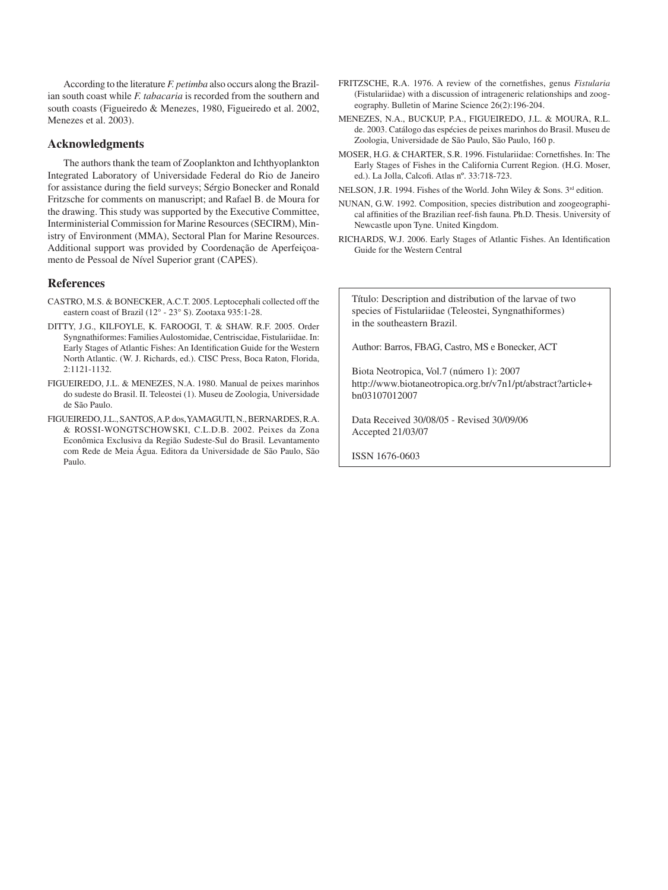According to the literature *F. petimba* also occurs along the Brazilian south coast while *F. tabacaria* is recorded from the southern and south coasts (Figueiredo & Menezes, 1980, Figueiredo et al. 2002, Menezes et al. 2003).

## Acknowledgments

The authors thank the team of Zooplankton and Ichthyoplankton Integrated Laboratory of Universidade Federal do Rio de Janeiro for assistance during the field surveys; Sérgio Bonecker and Ronald Fritzsche for comments on manuscript; and Rafael B. de Moura for the drawing. This study was supported by the Executive Committee, Interministerial Commission for Marine Resources (SECIRM), Ministry of Environment (MMA), Sectoral Plan for Marine Resources. Additional support was provided by Coordenação de Aperfeiçoamento de Pessoal de Nível Superior grant (CAPES).

## References

CASTRO, M.S. & BONECKER, A.C.T. 2005. Leptocephali collected off the eastern coast of Brazil (12° - 23° S). Zootaxa 935:1-28.

DITTY, J.G., KILFOYLE, K. FAROOGI, T. & SHAW. R.F. 2005. Order Syngnathiformes: Families Aulostomidae, Centriscidae, Fistulariidae. In: Early Stages of Atlantic Fishes: An Identification Guide for the Western North Atlantic. (W. J. Richards, ed.). CISC Press, Boca Raton, Florida, 2:1121-1132.

FIGUEIREDO, J.L. & MENEZES, N.A. 1980. Manual de peixes marinhos do sudeste do Brasil. II. Teleostei (1). Museu de Zoologia, Universidade de São Paulo.

FIGUEIREDO, J.L., SANTOS, A.P. dos, YAMAGUTI, N., BERNARDES, R.A. & ROSSI-WONGTSCHOWSKI, C.L.D.B. 2002. Peixes da Zona Econômica Exclusiva da Região Sudeste-Sul do Brasil. Levantamento com Rede de Meia Água. Editora da Universidade de São Paulo, São Paulo.

FRITZSCHE, R.A. 1976. A review of the cornetfishes, genus *Fistularia* (Fistulariidae) with a discussion of intrageneric relationships and zoogeography. Bulletin of Marine Science 26(2):196-204.

MENEZES, N.A., BUCKUP, P.A., FIGUEIREDO, J.L. & MOURA, R.L. de. 2003. Catálogo das espécies de peixes marinhos do Brasil. Museu de Zoologia, Universidade de São Paulo, São Paulo, 160 p.

MOSER, H.G. & CHARTER, S.R. 1996. Fistulariidae: Cornetfishes. In: The Early Stages of Fishes in the California Current Region. (H.G. Moser, ed.). La Jolla, Calcofi. Atlas nº. 33:718-723.

NELSON, J.R. 1994. Fishes of the World. John Wiley & Sons. 3rd edition.

NUNAN, G.W. 1992. Composition, species distribution and zoogeographical affinities of the Brazilian reef-fish fauna. Ph.D. Thesis. University of Newcastle upon Tyne. United Kingdom.

RICHARDS, W.J. 2006. Early Stages of Atlantic Fishes. An Identification Guide for the Western Central

Título: Description and distribution of the larvae of two species of Fistulariidae (Teleostei, Syngnathiformes) in the southeastern Brazil.

Author: Barros, FBAG, Castro, MS e Bonecker, ACT

Biota Neotropica, Vol.7 (número 1): 2007
http://www.biotaneotropica.org.br/v7n1/pt/abstract?article+bn03107012007

Data Received 30/08/05 - Revised 30/09/06
Accepted 21/03/07

ISSN 1676-0603